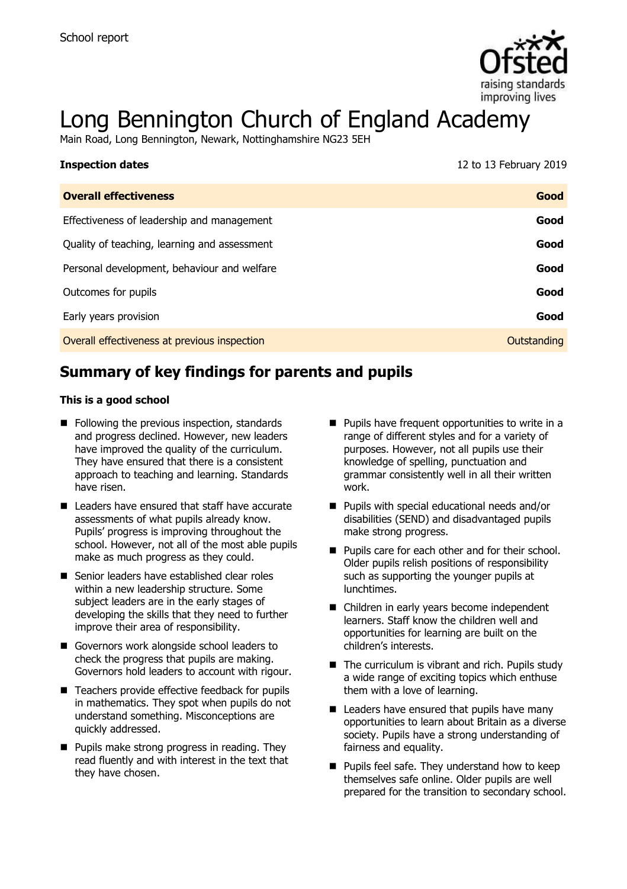School report

# Long Bennington Church of England Academy

Main Road, Long Bennington, Newark, Nottinghamshire NG23 5EH

| **Inspection dates** | 12 to 13 February 2019 |
| --- | --- |
| **Overall effectiveness** | **Good** |
| Effectiveness of leadership and management | **Good** |
| Quality of teaching, learning and assessment | **Good** |
| Personal development, behaviour and welfare | **Good** |
| Outcomes for pupils | **Good** |
| Early years provision | **Good** |
| Overall effectiveness at previous inspection | Outstanding |

## Summary of key findings for parents and pupils

**This is a good school**

- Following the previous inspection, standards and progress declined. However, new leaders have improved the quality of the curriculum. They have ensured that there is a consistent approach to teaching and learning. Standards have risen.
- Leaders have ensured that staff have accurate assessments of what pupils already know. Pupils' progress is improving throughout the school. However, not all of the most able pupils make as much progress as they could.
- Senior leaders have established clear roles within a new leadership structure. Some subject leaders are in the early stages of developing the skills that they need to further improve their area of responsibility.
- Governors work alongside school leaders to check the progress that pupils are making. Governors hold leaders to account with rigour.
- Teachers provide effective feedback for pupils in mathematics. They spot when pupils do not understand something. Misconceptions are quickly addressed.
- Pupils make strong progress in reading. They read fluently and with interest in the text that they have chosen.
- Pupils have frequent opportunities to write in a range of different styles and for a variety of purposes. However, not all pupils use their knowledge of spelling, punctuation and grammar consistently well in all their written work.
- Pupils with special educational needs and/or disabilities (SEND) and disadvantaged pupils make strong progress.
- Pupils care for each other and for their school. Older pupils relish positions of responsibility such as supporting the younger pupils at lunchtimes.
- Children in early years become independent learners. Staff know the children well and opportunities for learning are built on the children's interests.
- The curriculum is vibrant and rich. Pupils study a wide range of exciting topics which enthuse them with a love of learning.
- Leaders have ensured that pupils have many opportunities to learn about Britain as a diverse society. Pupils have a strong understanding of fairness and equality.
- Pupils feel safe. They understand how to keep themselves safe online. Older pupils are well prepared for the transition to secondary school.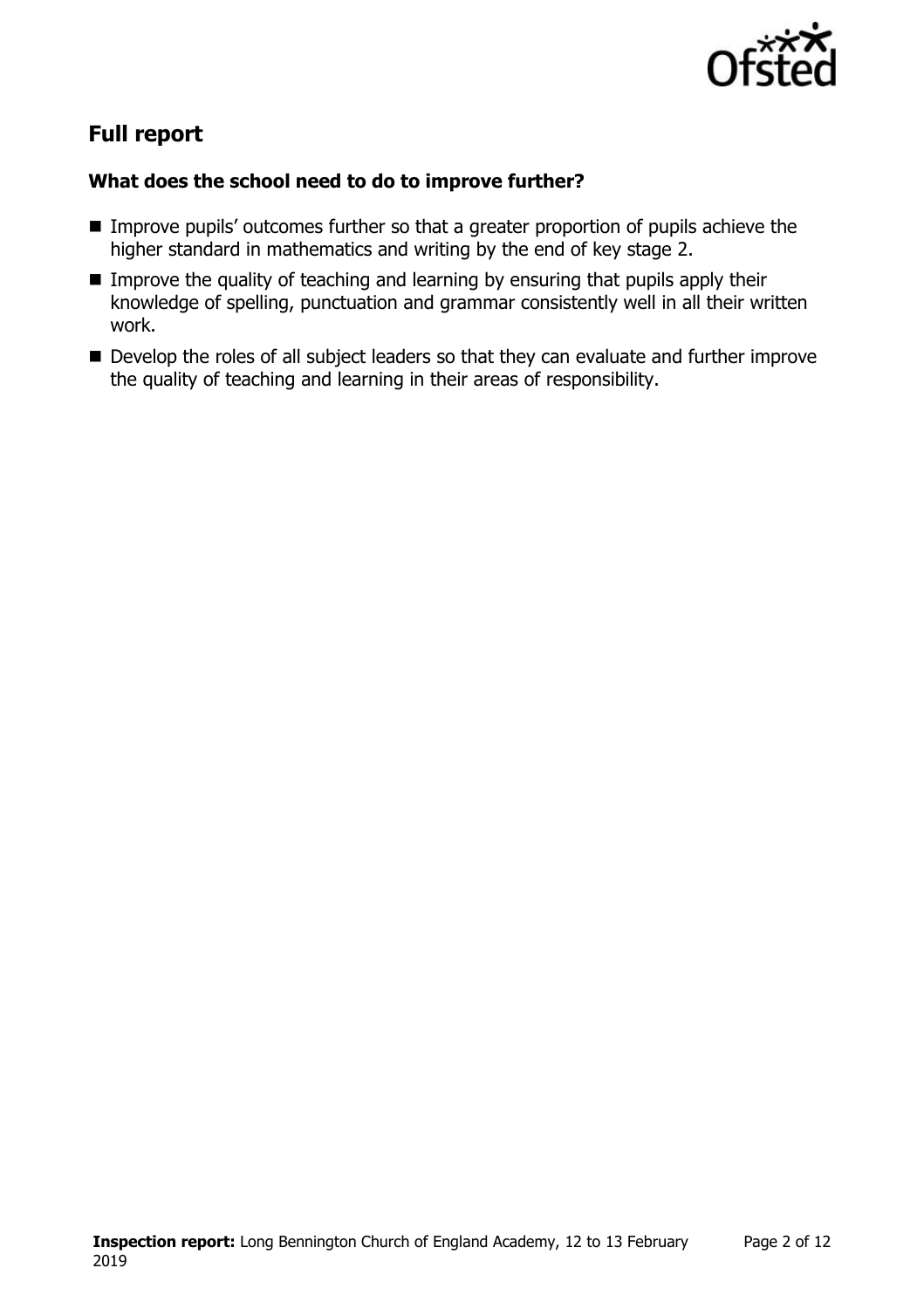## Full report

### What does the school need to do to improve further?

- Improve pupils' outcomes further so that a greater proportion of pupils achieve the higher standard in mathematics and writing by the end of key stage 2.
- Improve the quality of teaching and learning by ensuring that pupils apply their knowledge of spelling, punctuation and grammar consistently well in all their written work.
- Develop the roles of all subject leaders so that they can evaluate and further improve the quality of teaching and learning in their areas of responsibility.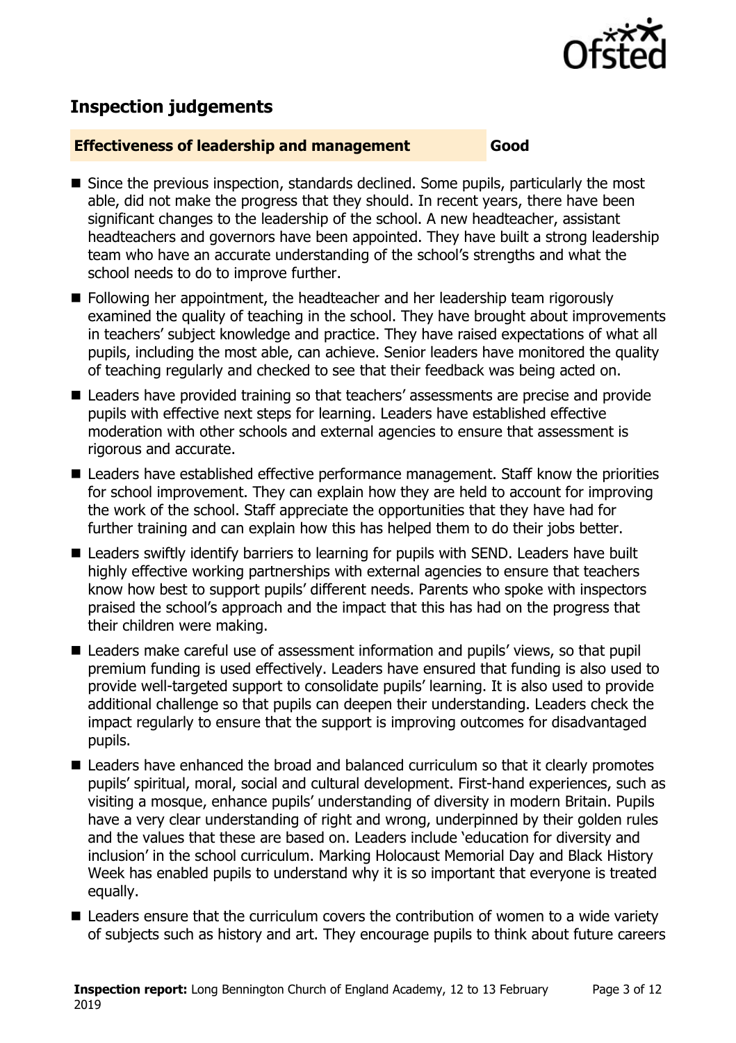## Inspection judgements

**Effectiveness of leadership and management** **Good**

- Since the previous inspection, standards declined. Some pupils, particularly the most able, did not make the progress that they should. In recent years, there have been significant changes to the leadership of the school. A new headteacher, assistant headteachers and governors have been appointed. They have built a strong leadership team who have an accurate understanding of the school's strengths and what the school needs to do to improve further.
- Following her appointment, the headteacher and her leadership team rigorously examined the quality of teaching in the school. They have brought about improvements in teachers' subject knowledge and practice. They have raised expectations of what all pupils, including the most able, can achieve. Senior leaders have monitored the quality of teaching regularly and checked to see that their feedback was being acted on.
- Leaders have provided training so that teachers' assessments are precise and provide pupils with effective next steps for learning. Leaders have established effective moderation with other schools and external agencies to ensure that assessment is rigorous and accurate.
- Leaders have established effective performance management. Staff know the priorities for school improvement. They can explain how they are held to account for improving the work of the school. Staff appreciate the opportunities that they have had for further training and can explain how this has helped them to do their jobs better.
- Leaders swiftly identify barriers to learning for pupils with SEND. Leaders have built highly effective working partnerships with external agencies to ensure that teachers know how best to support pupils' different needs. Parents who spoke with inspectors praised the school's approach and the impact that this has had on the progress that their children were making.
- Leaders make careful use of assessment information and pupils' views, so that pupil premium funding is used effectively. Leaders have ensured that funding is also used to provide well-targeted support to consolidate pupils' learning. It is also used to provide additional challenge so that pupils can deepen their understanding. Leaders check the impact regularly to ensure that the support is improving outcomes for disadvantaged pupils.
- Leaders have enhanced the broad and balanced curriculum so that it clearly promotes pupils' spiritual, moral, social and cultural development. First-hand experiences, such as visiting a mosque, enhance pupils' understanding of diversity in modern Britain. Pupils have a very clear understanding of right and wrong, underpinned by their golden rules and the values that these are based on. Leaders include 'education for diversity and inclusion' in the school curriculum. Marking Holocaust Memorial Day and Black History Week has enabled pupils to understand why it is so important that everyone is treated equally.
- Leaders ensure that the curriculum covers the contribution of women to a wide variety of subjects such as history and art. They encourage pupils to think about future careers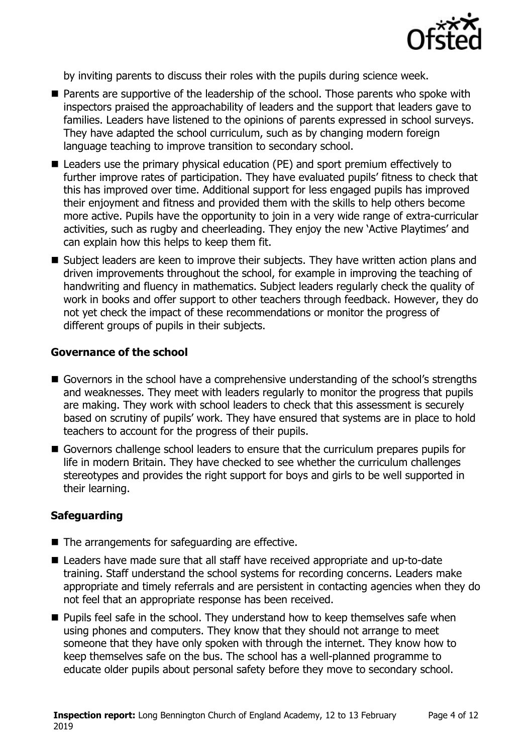by inviting parents to discuss their roles with the pupils during science week.

- Parents are supportive of the leadership of the school. Those parents who spoke with inspectors praised the approachability of leaders and the support that leaders gave to families. Leaders have listened to the opinions of parents expressed in school surveys. They have adapted the school curriculum, such as by changing modern foreign language teaching to improve transition to secondary school.
- Leaders use the primary physical education (PE) and sport premium effectively to further improve rates of participation. They have evaluated pupils' fitness to check that this has improved over time. Additional support for less engaged pupils has improved their enjoyment and fitness and provided them with the skills to help others become more active. Pupils have the opportunity to join in a very wide range of extra-curricular activities, such as rugby and cheerleading. They enjoy the new 'Active Playtimes' and can explain how this helps to keep them fit.
- Subject leaders are keen to improve their subjects. They have written action plans and driven improvements throughout the school, for example in improving the teaching of handwriting and fluency in mathematics. Subject leaders regularly check the quality of work in books and offer support to other teachers through feedback. However, they do not yet check the impact of these recommendations or monitor the progress of different groups of pupils in their subjects.

### Governance of the school

- Governors in the school have a comprehensive understanding of the school's strengths and weaknesses. They meet with leaders regularly to monitor the progress that pupils are making. They work with school leaders to check that this assessment is securely based on scrutiny of pupils' work. They have ensured that systems are in place to hold teachers to account for the progress of their pupils.
- Governors challenge school leaders to ensure that the curriculum prepares pupils for life in modern Britain. They have checked to see whether the curriculum challenges stereotypes and provides the right support for boys and girls to be well supported in their learning.

### Safeguarding

- The arrangements for safeguarding are effective.
- Leaders have made sure that all staff have received appropriate and up-to-date training. Staff understand the school systems for recording concerns. Leaders make appropriate and timely referrals and are persistent in contacting agencies when they do not feel that an appropriate response has been received.
- Pupils feel safe in the school. They understand how to keep themselves safe when using phones and computers. They know that they should not arrange to meet someone that they have only spoken with through the internet. They know how to keep themselves safe on the bus. The school has a well-planned programme to educate older pupils about personal safety before they move to secondary school.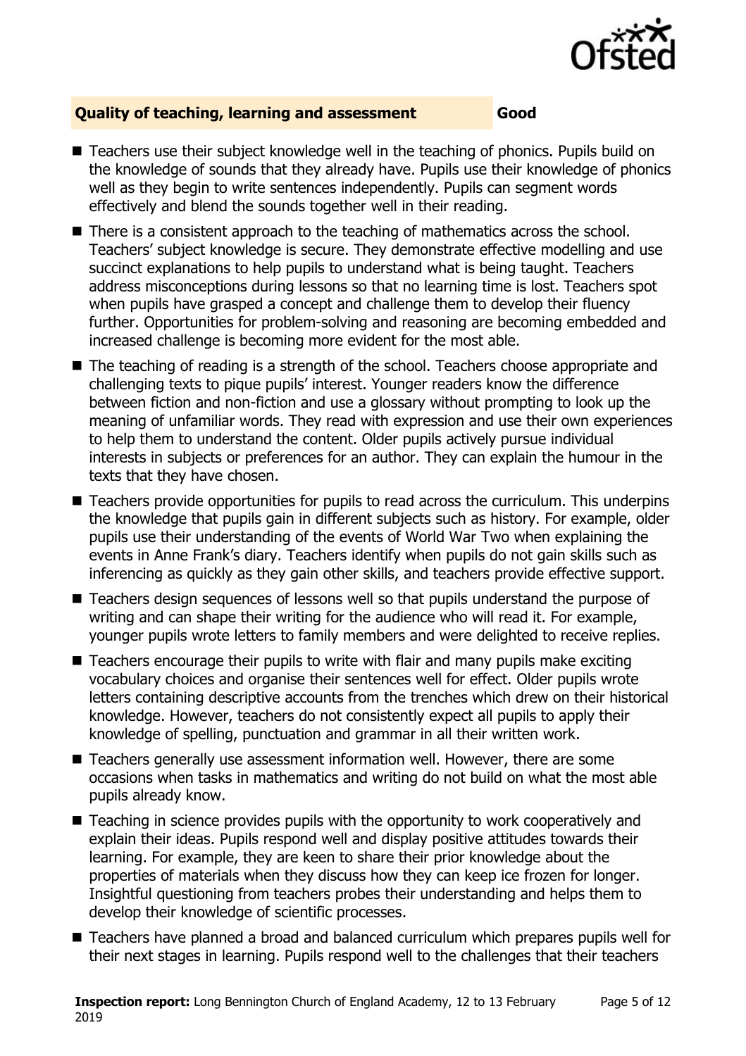## Quality of teaching, learning and assessment — Good

- Teachers use their subject knowledge well in the teaching of phonics. Pupils build on the knowledge of sounds that they already have. Pupils use their knowledge of phonics well as they begin to write sentences independently. Pupils can segment words effectively and blend the sounds together well in their reading.
- There is a consistent approach to the teaching of mathematics across the school. Teachers' subject knowledge is secure. They demonstrate effective modelling and use succinct explanations to help pupils to understand what is being taught. Teachers address misconceptions during lessons so that no learning time is lost. Teachers spot when pupils have grasped a concept and challenge them to develop their fluency further. Opportunities for problem-solving and reasoning are becoming embedded and increased challenge is becoming more evident for the most able.
- The teaching of reading is a strength of the school. Teachers choose appropriate and challenging texts to pique pupils' interest. Younger readers know the difference between fiction and non-fiction and use a glossary without prompting to look up the meaning of unfamiliar words. They read with expression and use their own experiences to help them to understand the content. Older pupils actively pursue individual interests in subjects or preferences for an author. They can explain the humour in the texts that they have chosen.
- Teachers provide opportunities for pupils to read across the curriculum. This underpins the knowledge that pupils gain in different subjects such as history. For example, older pupils use their understanding of the events of World War Two when explaining the events in Anne Frank's diary. Teachers identify when pupils do not gain skills such as inferencing as quickly as they gain other skills, and teachers provide effective support.
- Teachers design sequences of lessons well so that pupils understand the purpose of writing and can shape their writing for the audience who will read it. For example, younger pupils wrote letters to family members and were delighted to receive replies.
- Teachers encourage their pupils to write with flair and many pupils make exciting vocabulary choices and organise their sentences well for effect. Older pupils wrote letters containing descriptive accounts from the trenches which drew on their historical knowledge. However, teachers do not consistently expect all pupils to apply their knowledge of spelling, punctuation and grammar in all their written work.
- Teachers generally use assessment information well. However, there are some occasions when tasks in mathematics and writing do not build on what the most able pupils already know.
- Teaching in science provides pupils with the opportunity to work cooperatively and explain their ideas. Pupils respond well and display positive attitudes towards their learning. For example, they are keen to share their prior knowledge about the properties of materials when they discuss how they can keep ice frozen for longer. Insightful questioning from teachers probes their understanding and helps them to develop their knowledge of scientific processes.
- Teachers have planned a broad and balanced curriculum which prepares pupils well for their next stages in learning. Pupils respond well to the challenges that their teachers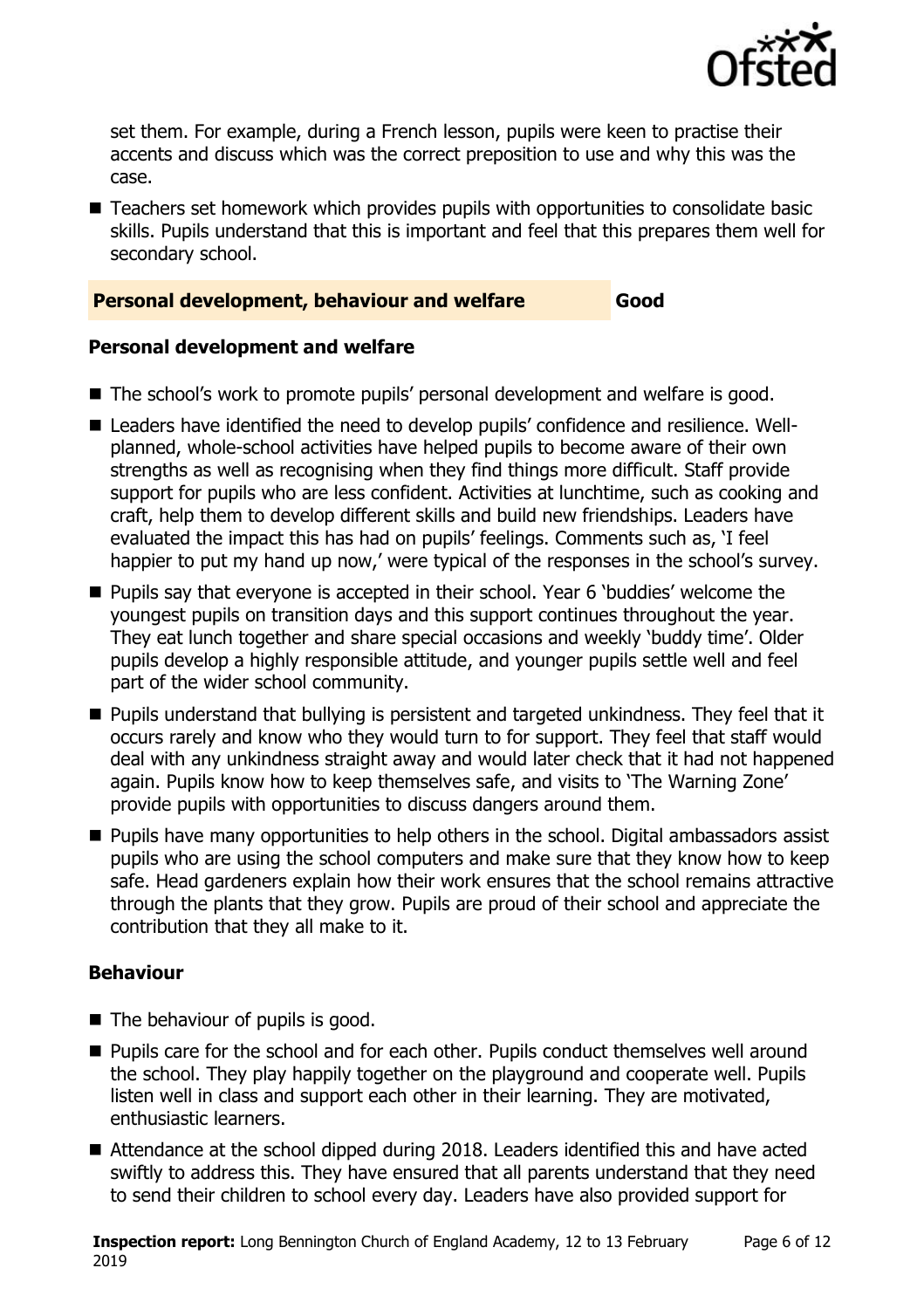set them. For example, during a French lesson, pupils were keen to practise their accents and discuss which was the correct preposition to use and why this was the case.

- Teachers set homework which provides pupils with opportunities to consolidate basic skills. Pupils understand that this is important and feel that this prepares them well for secondary school.

## Personal development, behaviour and welfare — Good

### Personal development and welfare

- The school's work to promote pupils' personal development and welfare is good.
- Leaders have identified the need to develop pupils' confidence and resilience. Well-planned, whole-school activities have helped pupils to become aware of their own strengths as well as recognising when they find things more difficult. Staff provide support for pupils who are less confident. Activities at lunchtime, such as cooking and craft, help them to develop different skills and build new friendships. Leaders have evaluated the impact this has had on pupils' feelings. Comments such as, 'I feel happier to put my hand up now,' were typical of the responses in the school's survey.
- Pupils say that everyone is accepted in their school. Year 6 'buddies' welcome the youngest pupils on transition days and this support continues throughout the year. They eat lunch together and share special occasions and weekly 'buddy time'. Older pupils develop a highly responsible attitude, and younger pupils settle well and feel part of the wider school community.
- Pupils understand that bullying is persistent and targeted unkindness. They feel that it occurs rarely and know who they would turn to for support. They feel that staff would deal with any unkindness straight away and would later check that it had not happened again. Pupils know how to keep themselves safe, and visits to 'The Warning Zone' provide pupils with opportunities to discuss dangers around them.
- Pupils have many opportunities to help others in the school. Digital ambassadors assist pupils who are using the school computers and make sure that they know how to keep safe. Head gardeners explain how their work ensures that the school remains attractive through the plants that they grow. Pupils are proud of their school and appreciate the contribution that they all make to it.

### Behaviour

- The behaviour of pupils is good.
- Pupils care for the school and for each other. Pupils conduct themselves well around the school. They play happily together on the playground and cooperate well. Pupils listen well in class and support each other in their learning. They are motivated, enthusiastic learners.
- Attendance at the school dipped during 2018. Leaders identified this and have acted swiftly to address this. They have ensured that all parents understand that they need to send their children to school every day. Leaders have also provided support for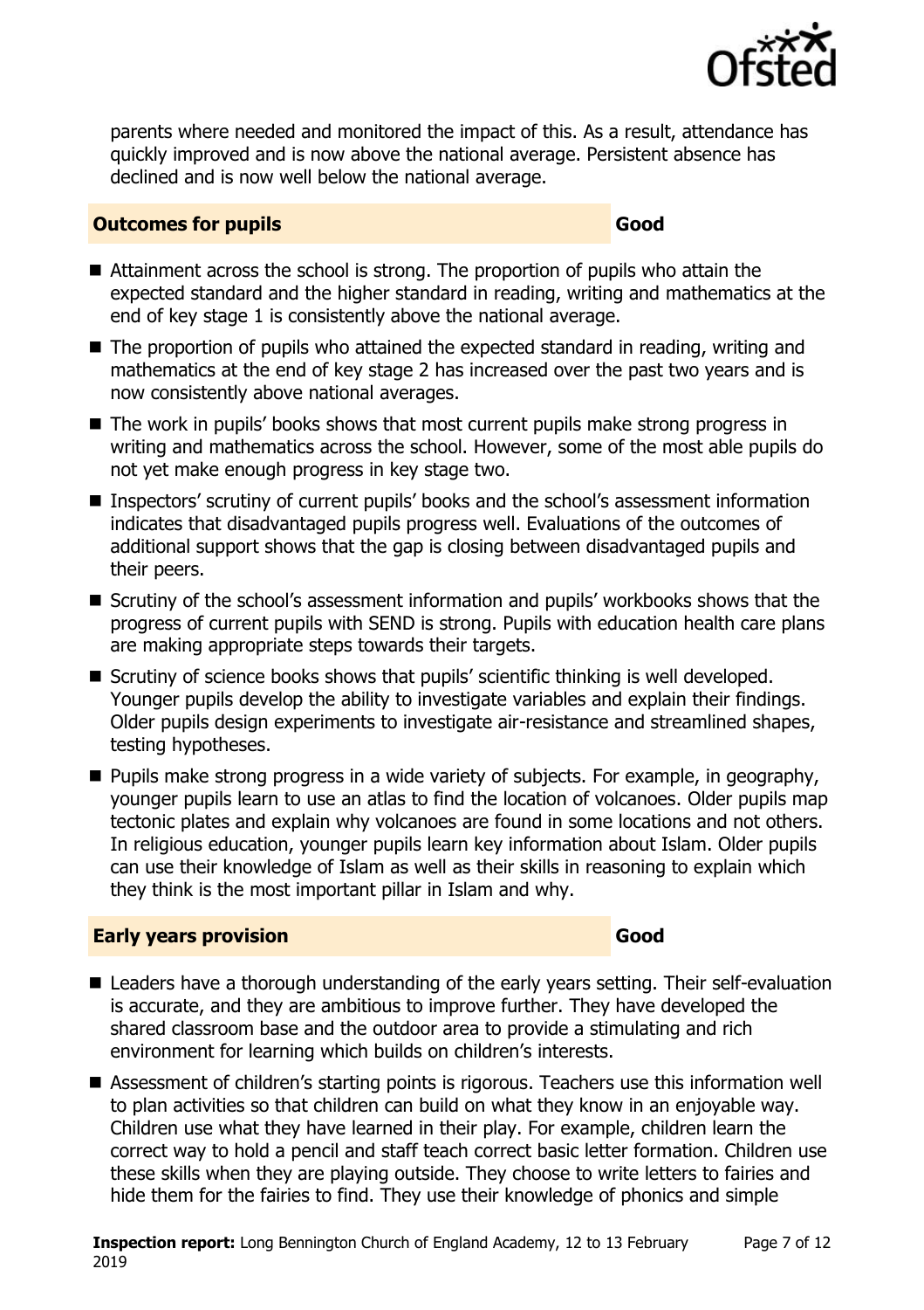parents where needed and monitored the impact of this. As a result, attendance has quickly improved and is now above the national average. Persistent absence has declined and is now well below the national average.

## Outcomes for pupils — Good

- Attainment across the school is strong. The proportion of pupils who attain the expected standard and the higher standard in reading, writing and mathematics at the end of key stage 1 is consistently above the national average.
- The proportion of pupils who attained the expected standard in reading, writing and mathematics at the end of key stage 2 has increased over the past two years and is now consistently above national averages.
- The work in pupils' books shows that most current pupils make strong progress in writing and mathematics across the school. However, some of the most able pupils do not yet make enough progress in key stage two.
- Inspectors' scrutiny of current pupils' books and the school's assessment information indicates that disadvantaged pupils progress well. Evaluations of the outcomes of additional support shows that the gap is closing between disadvantaged pupils and their peers.
- Scrutiny of the school's assessment information and pupils' workbooks shows that the progress of current pupils with SEND is strong. Pupils with education health care plans are making appropriate steps towards their targets.
- Scrutiny of science books shows that pupils' scientific thinking is well developed. Younger pupils develop the ability to investigate variables and explain their findings. Older pupils design experiments to investigate air-resistance and streamlined shapes, testing hypotheses.
- Pupils make strong progress in a wide variety of subjects. For example, in geography, younger pupils learn to use an atlas to find the location of volcanoes. Older pupils map tectonic plates and explain why volcanoes are found in some locations and not others. In religious education, younger pupils learn key information about Islam. Older pupils can use their knowledge of Islam as well as their skills in reasoning to explain which they think is the most important pillar in Islam and why.

## Early years provision — Good

- Leaders have a thorough understanding of the early years setting. Their self-evaluation is accurate, and they are ambitious to improve further. They have developed the shared classroom base and the outdoor area to provide a stimulating and rich environment for learning which builds on children's interests.
- Assessment of children's starting points is rigorous. Teachers use this information well to plan activities so that children can build on what they know in an enjoyable way. Children use what they have learned in their play. For example, children learn the correct way to hold a pencil and staff teach correct basic letter formation. Children use these skills when they are playing outside. They choose to write letters to fairies and hide them for the fairies to find. They use their knowledge of phonics and simple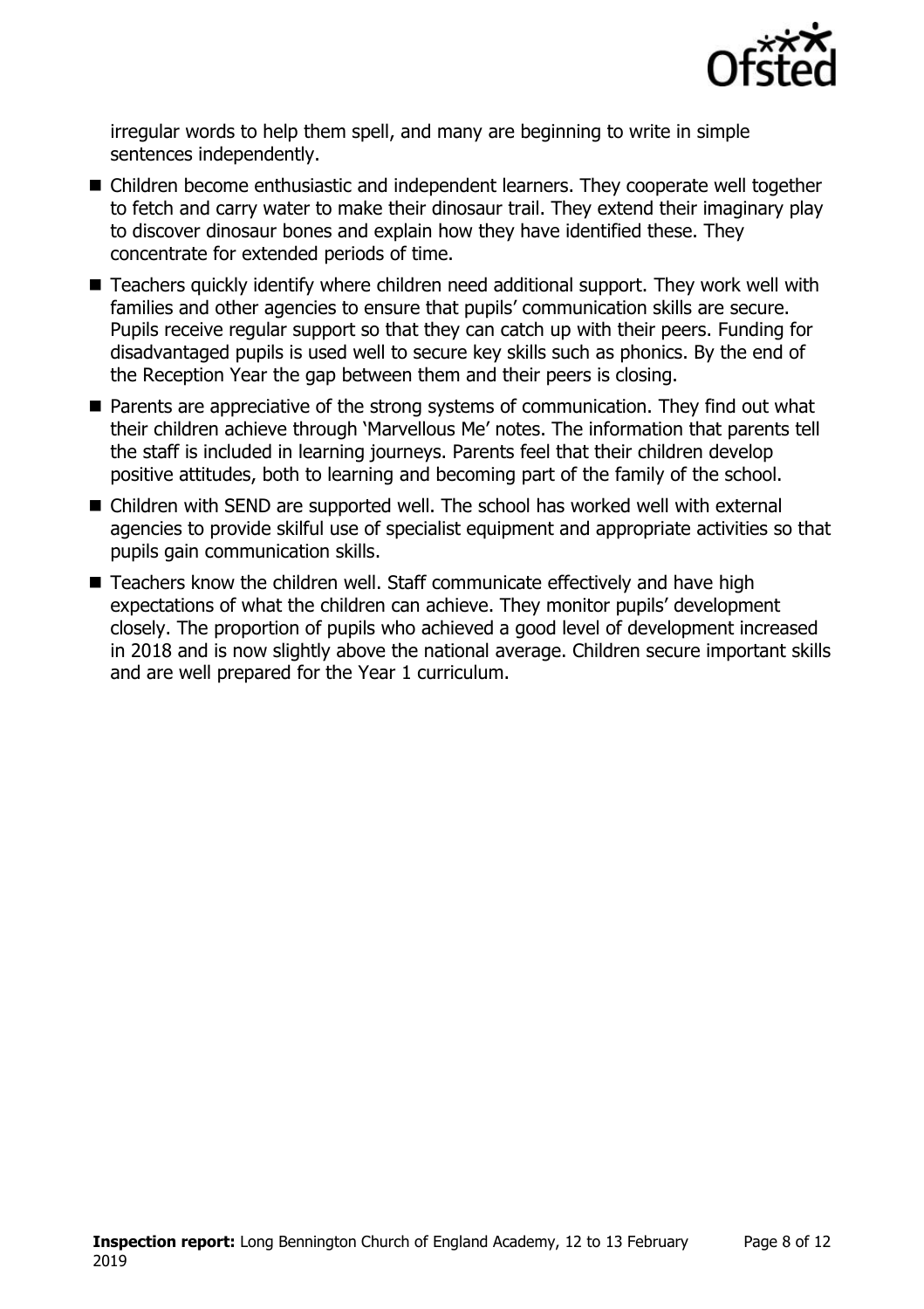irregular words to help them spell, and many are beginning to write in simple sentences independently.

- Children become enthusiastic and independent learners. They cooperate well together to fetch and carry water to make their dinosaur trail. They extend their imaginary play to discover dinosaur bones and explain how they have identified these. They concentrate for extended periods of time.
- Teachers quickly identify where children need additional support. They work well with families and other agencies to ensure that pupils' communication skills are secure. Pupils receive regular support so that they can catch up with their peers. Funding for disadvantaged pupils is used well to secure key skills such as phonics. By the end of the Reception Year the gap between them and their peers is closing.
- Parents are appreciative of the strong systems of communication. They find out what their children achieve through 'Marvellous Me' notes. The information that parents tell the staff is included in learning journeys. Parents feel that their children develop positive attitudes, both to learning and becoming part of the family of the school.
- Children with SEND are supported well. The school has worked well with external agencies to provide skilful use of specialist equipment and appropriate activities so that pupils gain communication skills.
- Teachers know the children well. Staff communicate effectively and have high expectations of what the children can achieve. They monitor pupils' development closely. The proportion of pupils who achieved a good level of development increased in 2018 and is now slightly above the national average. Children secure important skills and are well prepared for the Year 1 curriculum.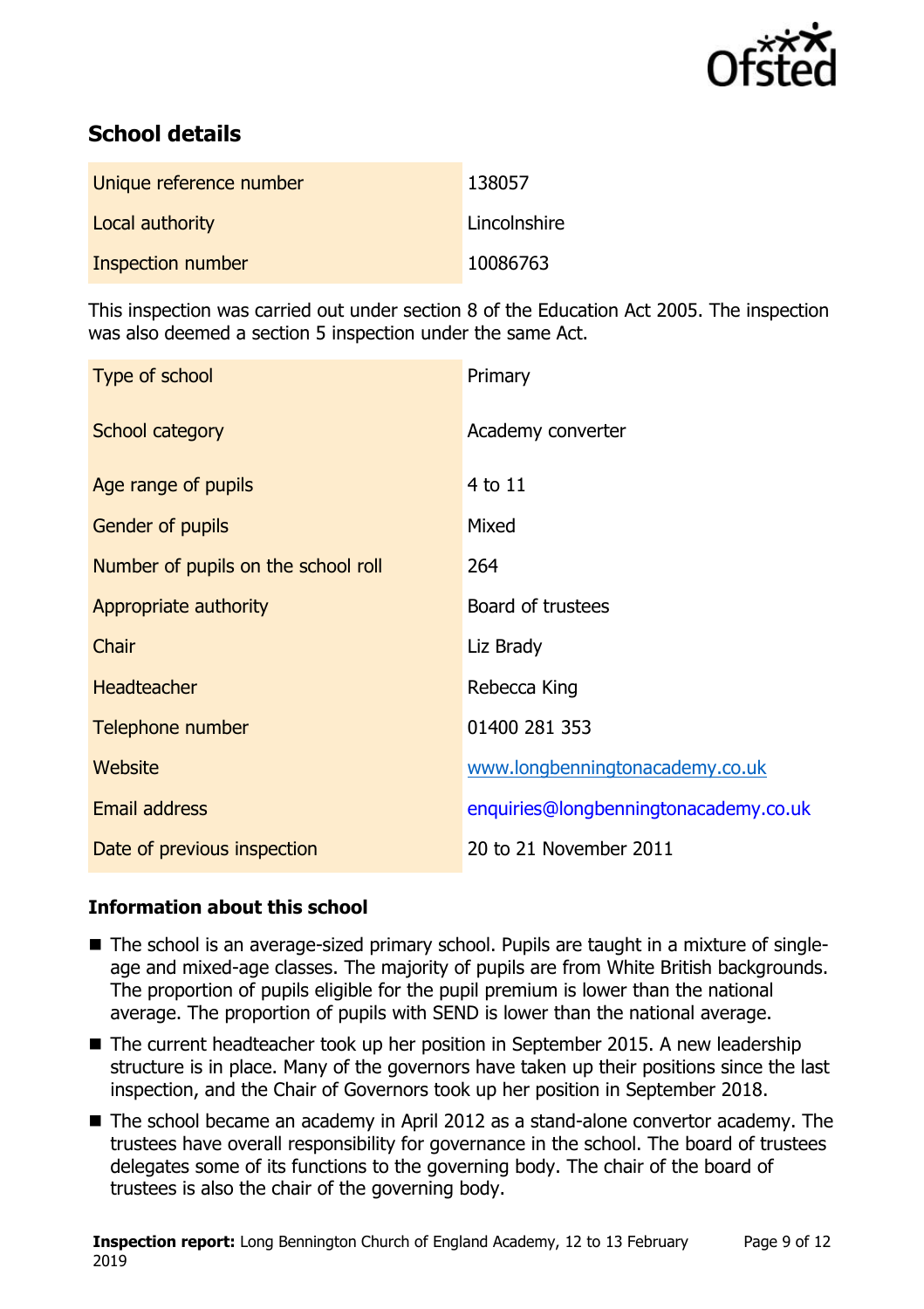## School details

| | |
|---|---|
| Unique reference number | 138057 |
| Local authority | Lincolnshire |
| Inspection number | 10086763 |

This inspection was carried out under section 8 of the Education Act 2005. The inspection was also deemed a section 5 inspection under the same Act.

| | |
|---|---|
| Type of school | Primary |
| School category | Academy converter |
| Age range of pupils | 4 to 11 |
| Gender of pupils | Mixed |
| Number of pupils on the school roll | 264 |
| Appropriate authority | Board of trustees |
| Chair | Liz Brady |
| Headteacher | Rebecca King |
| Telephone number | 01400 281 353 |
| Website | www.longbenningtonacademy.co.uk |
| Email address | enquiries@longbenningtonacademy.co.uk |
| Date of previous inspection | 20 to 21 November 2011 |

### Information about this school

- The school is an average-sized primary school. Pupils are taught in a mixture of single-age and mixed-age classes. The majority of pupils are from White British backgrounds. The proportion of pupils eligible for the pupil premium is lower than the national average. The proportion of pupils with SEND is lower than the national average.
- The current headteacher took up her position in September 2015. A new leadership structure is in place. Many of the governors have taken up their positions since the last inspection, and the Chair of Governors took up her position in September 2018.
- The school became an academy in April 2012 as a stand-alone convertor academy. The trustees have overall responsibility for governance in the school. The board of trustees delegates some of its functions to the governing body. The chair of the board of trustees is also the chair of the governing body.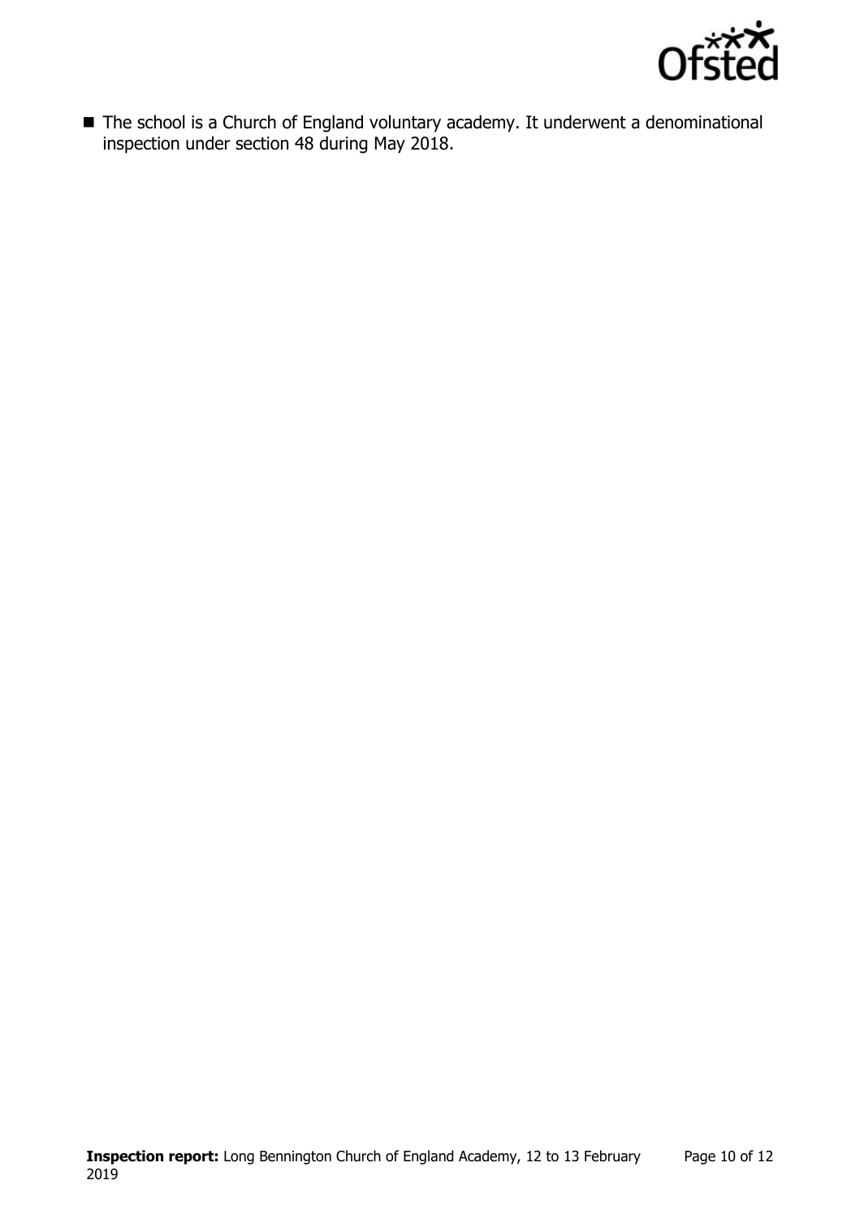- The school is a Church of England voluntary academy. It underwent a denominational inspection under section 48 during May 2018.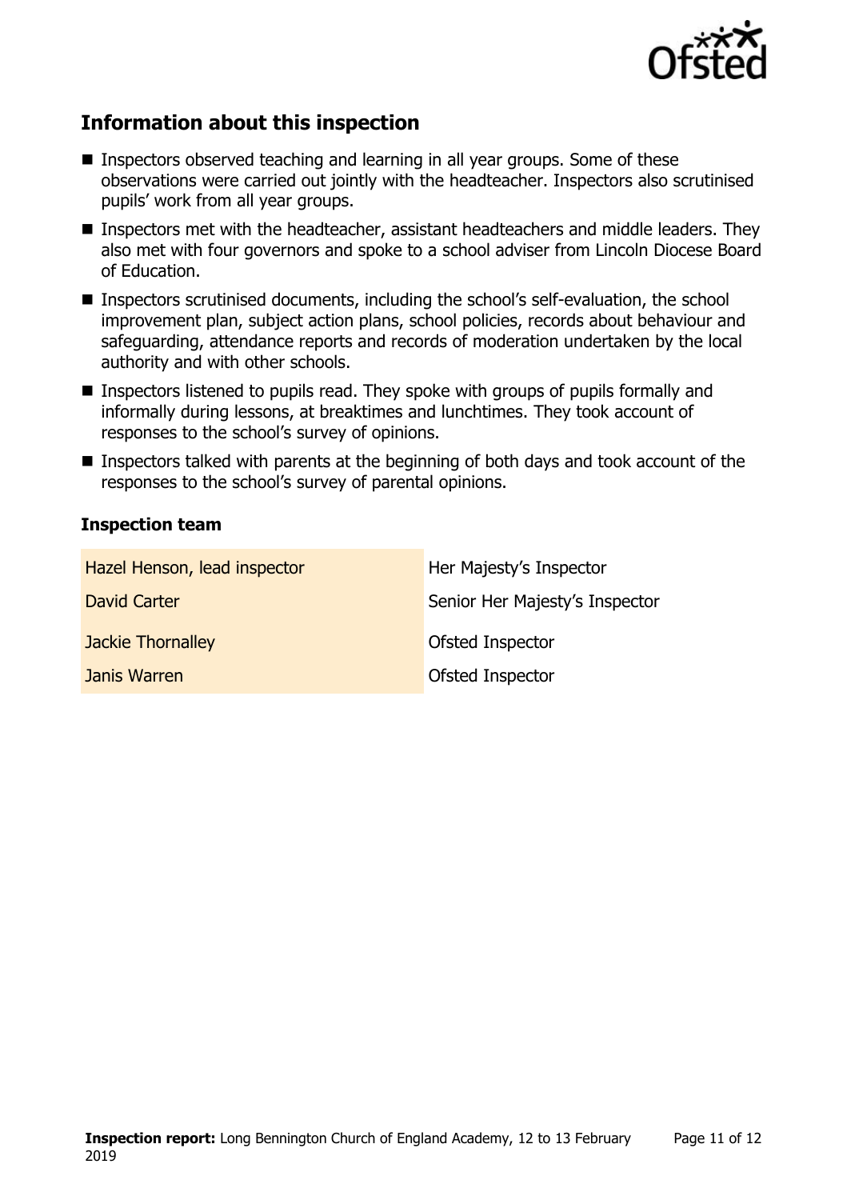## Information about this inspection

- Inspectors observed teaching and learning in all year groups. Some of these observations were carried out jointly with the headteacher. Inspectors also scrutinised pupils' work from all year groups.
- Inspectors met with the headteacher, assistant headteachers and middle leaders. They also met with four governors and spoke to a school adviser from Lincoln Diocese Board of Education.
- Inspectors scrutinised documents, including the school's self-evaluation, the school improvement plan, subject action plans, school policies, records about behaviour and safeguarding, attendance reports and records of moderation undertaken by the local authority and with other schools.
- Inspectors listened to pupils read. They spoke with groups of pupils formally and informally during lessons, at breaktimes and lunchtimes. They took account of responses to the school's survey of opinions.
- Inspectors talked with parents at the beginning of both days and took account of the responses to the school's survey of parental opinions.

### Inspection team

| | |
|---|---|
| Hazel Henson, lead inspector | Her Majesty's Inspector |
| David Carter | Senior Her Majesty's Inspector |
| Jackie Thornalley | Ofsted Inspector |
| Janis Warren | Ofsted Inspector |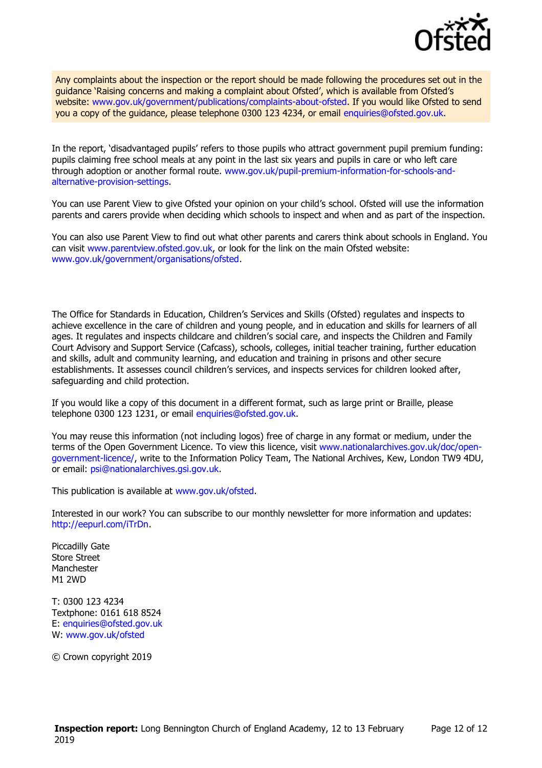Any complaints about the inspection or the report should be made following the procedures set out in the guidance 'Raising concerns and making a complaint about Ofsted', which is available from Ofsted's website: www.gov.uk/government/publications/complaints-about-ofsted. If you would like Ofsted to send you a copy of the guidance, please telephone 0300 123 4234, or email enquiries@ofsted.gov.uk.

In the report, 'disadvantaged pupils' refers to those pupils who attract government pupil premium funding: pupils claiming free school meals at any point in the last six years and pupils in care or who left care through adoption or another formal route. www.gov.uk/pupil-premium-information-for-schools-and-alternative-provision-settings.

You can use Parent View to give Ofsted your opinion on your child's school. Ofsted will use the information parents and carers provide when deciding which schools to inspect and when and as part of the inspection.

You can also use Parent View to find out what other parents and carers think about schools in England. You can visit www.parentview.ofsted.gov.uk, or look for the link on the main Ofsted website: www.gov.uk/government/organisations/ofsted.

The Office for Standards in Education, Children's Services and Skills (Ofsted) regulates and inspects to achieve excellence in the care of children and young people, and in education and skills for learners of all ages. It regulates and inspects childcare and children's social care, and inspects the Children and Family Court Advisory and Support Service (Cafcass), schools, colleges, initial teacher training, further education and skills, adult and community learning, and education and training in prisons and other secure establishments. It assesses council children's services, and inspects services for children looked after, safeguarding and child protection.

If you would like a copy of this document in a different format, such as large print or Braille, please telephone 0300 123 1231, or email enquiries@ofsted.gov.uk.

You may reuse this information (not including logos) free of charge in any format or medium, under the terms of the Open Government Licence. To view this licence, visit www.nationalarchives.gov.uk/doc/open-government-licence/, write to the Information Policy Team, The National Archives, Kew, London TW9 4DU, or email: psi@nationalarchives.gsi.gov.uk.

This publication is available at www.gov.uk/ofsted.

Interested in our work? You can subscribe to our monthly newsletter for more information and updates: http://eepurl.com/iTrDn.

Piccadilly Gate
Store Street
Manchester
M1 2WD

T: 0300 123 4234
Textphone: 0161 618 8524
E: enquiries@ofsted.gov.uk
W: www.gov.uk/ofsted

© Crown copyright 2019